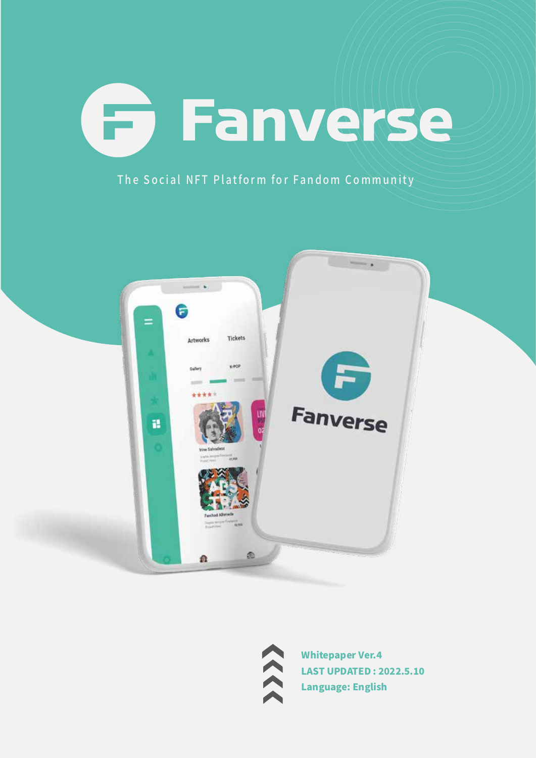# Fanverse

The Social NFT Platform for Fandom Community

**Whitepaper Ver.4**
**LAST UPDATED : 2022.5.10**
**Language: English**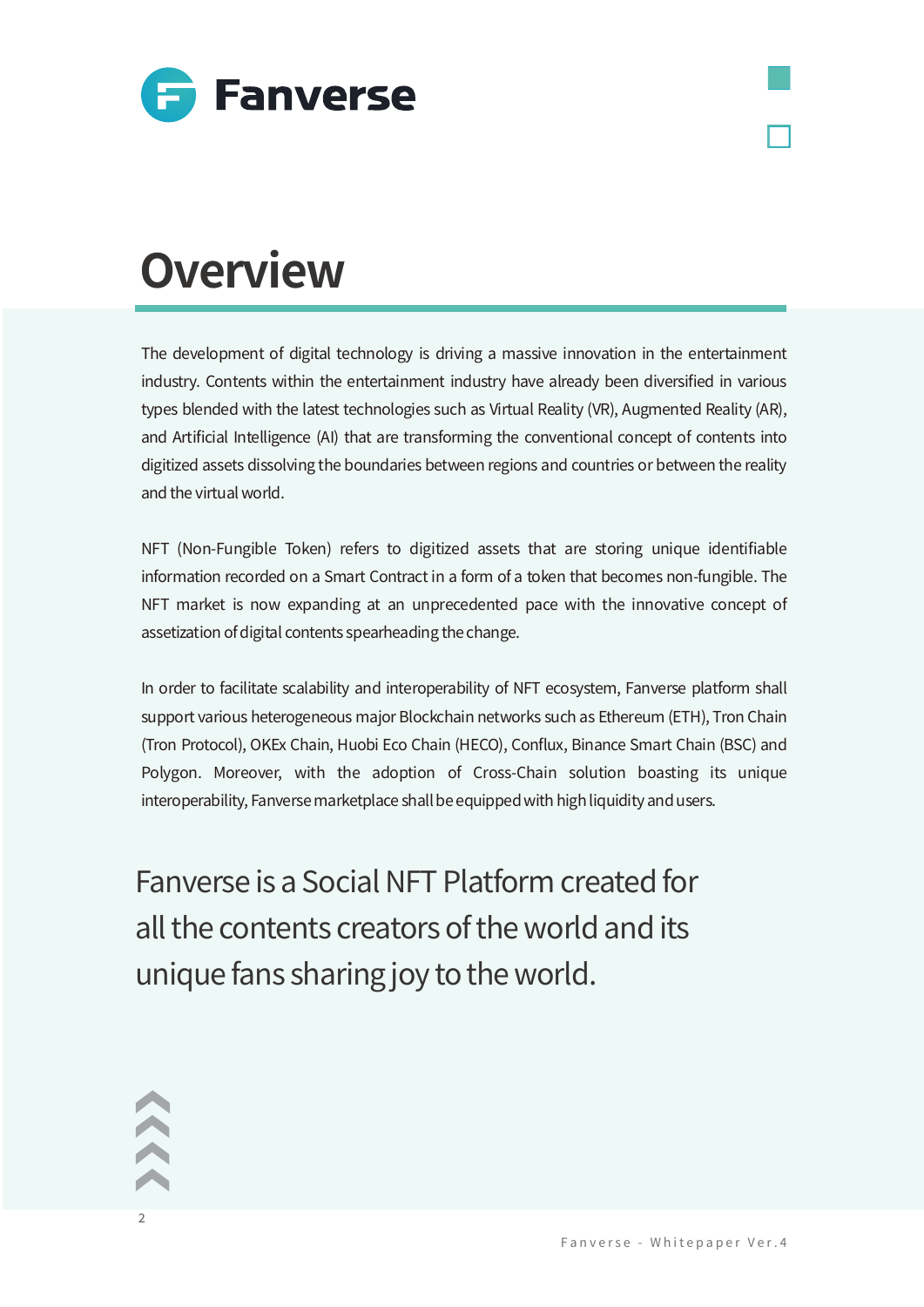# Overview

The development of digital technology is driving a massive innovation in the entertainment industry. Contents within the entertainment industry have already been diversified in various types blended with the latest technologies such as Virtual Reality (VR), Augmented Reality (AR), and Artificial Intelligence (AI) that are transforming the conventional concept of contents into digitized assets dissolving the boundaries between regions and countries or between the reality and the virtual world.

NFT (Non-Fungible Token) refers to digitized assets that are storing unique identifiable information recorded on a Smart Contract in a form of a token that becomes non-fungible. The NFT market is now expanding at an unprecedented pace with the innovative concept of assetization of digital contents spearheading the change.

In order to facilitate scalability and interoperability of NFT ecosystem, Fanverse platform shall support various heterogeneous major Blockchain networks such as Ethereum (ETH), Tron Chain (Tron Protocol), OKEx Chain, Huobi Eco Chain (HECO), Conflux, Binance Smart Chain (BSC) and Polygon. Moreover, with the adoption of Cross-Chain solution boasting its unique interoperability, Fanverse marketplace shall be equipped with high liquidity and users.

Fanverse is a Social NFT Platform created for all the contents creators of the world and its unique fans sharing joy to the world.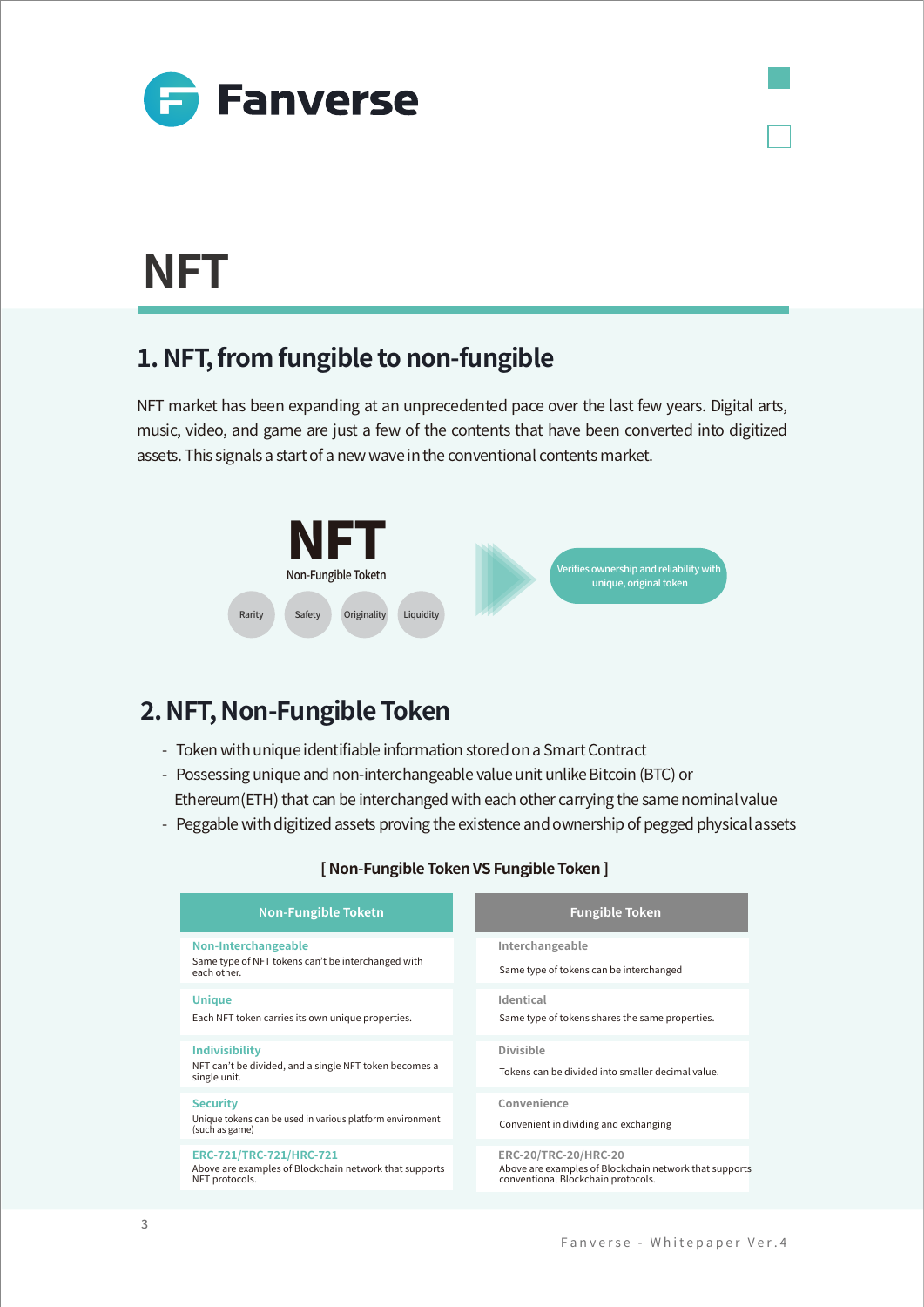# NFT

## 1. NFT, from fungible to non-fungible

NFT market has been expanding at an unprecedented pace over the last few years. Digital arts, music, video, and game are just a few of the contents that have been converted into digitized assets. This signals a start of a new wave in the conventional contents market.

**NFT**

Non-Fungible Toketn

Rarity | Safety | Originality | Liquidity

Verifies ownership and reliability with unique, original token

## 2. NFT, Non-Fungible Token

- Token with unique identifiable information stored on a Smart Contract
- Possessing unique and non-interchangeable value unit unlike Bitcoin (BTC) or Ethereum(ETH) that can be interchanged with each other carrying the same nominal value
- Peggable with digitized assets proving the existence and ownership of pegged physical assets

**[ Non-Fungible Token VS Fungible Token ]**

| Non-Fungible Toketn | Fungible Token |
|---|---|
| **Non-Interchangeable**<br>Same type of NFT tokens can't be interchanged with each other. | **Interchangeable**<br>Same type of tokens can be interchanged |
| **Unique**<br>Each NFT token carries its own unique properties. | **Identical**<br>Same type of tokens shares the same properties. |
| **Indivisibility**<br>NFT can't be divided, and a single NFT token becomes a single unit. | **Divisible**<br>Tokens can be divided into smaller decimal value. |
| **Security**<br>Unique tokens can be used in various platform environment (such as game) | **Convenience**<br>Convenient in dividing and exchanging |
| **ERC-721/TRC-721/HRC-721**<br>Above are examples of Blockchain network that supports NFT protocols. | **ERC-20/TRC-20/HRC-20**<br>Above are examples of Blockchain network that supports conventional Blockchain protocols. |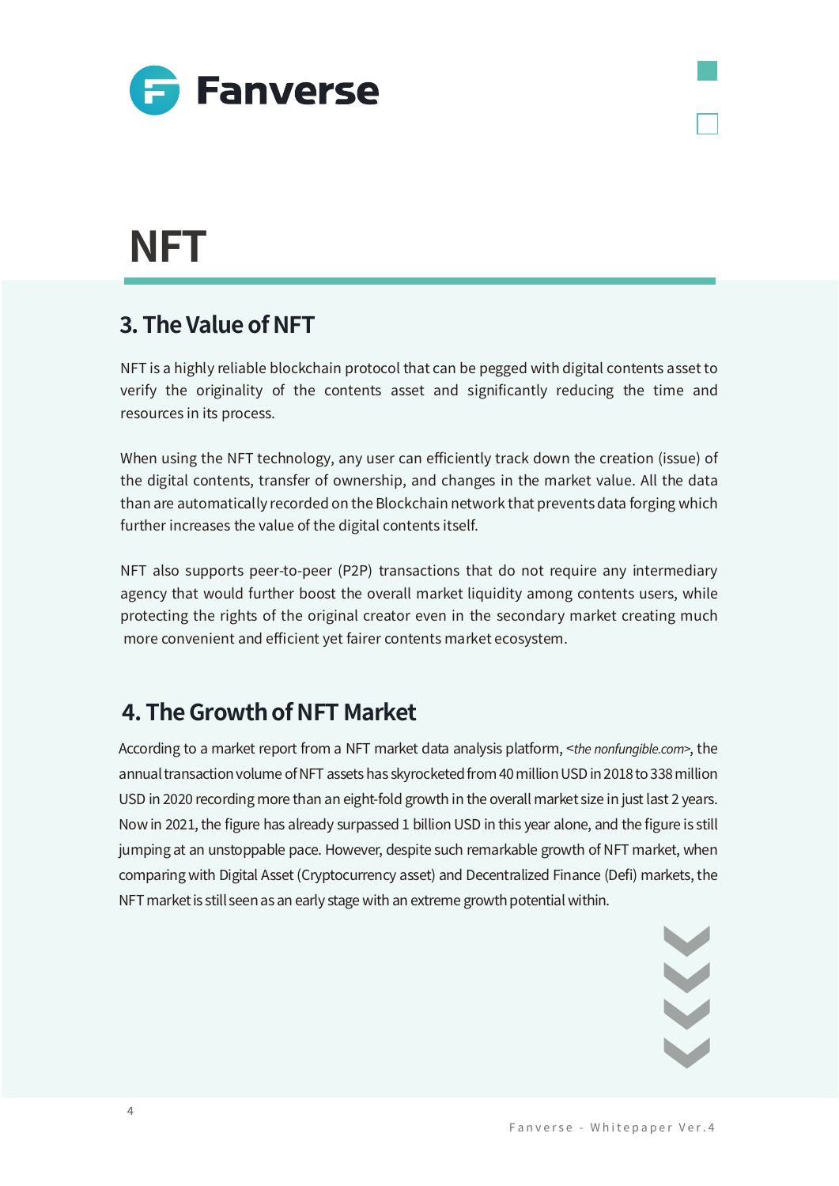# NFT

## 3. The Value of NFT

NFT is a highly reliable blockchain protocol that can be pegged with digital contents asset to verify the originality of the contents asset and significantly reducing the time and resources in its process.

When using the NFT technology, any user can efficiently track down the creation (issue) of the digital contents, transfer of ownership, and changes in the market value. All the data than are automatically recorded on the Blockchain network that prevents data forging which further increases the value of the digital contents itself.

NFT also supports peer-to-peer (P2P) transactions that do not require any intermediary agency that would further boost the overall market liquidity among contents users, while protecting the rights of the original creator even in the secondary market creating much more convenient and efficient yet fairer contents market ecosystem.

## 4. The Growth of NFT Market

According to a market report from a NFT market data analysis platform, <*the nonfungible.com*>, the annual transaction volume of NFT assets has skyrocketed from 40 million USD in 2018 to 338 million USD in 2020 recording more than an eight-fold growth in the overall market size in just last 2 years. Now in 2021, the figure has already surpassed 1 billion USD in this year alone, and the figure is still jumping at an unstoppable pace. However, despite such remarkable growth of NFT market, when comparing with Digital Asset (Cryptocurrency asset) and Decentralized Finance (Defi) markets, the NFT market is still seen as an early stage with an extreme growth potential within.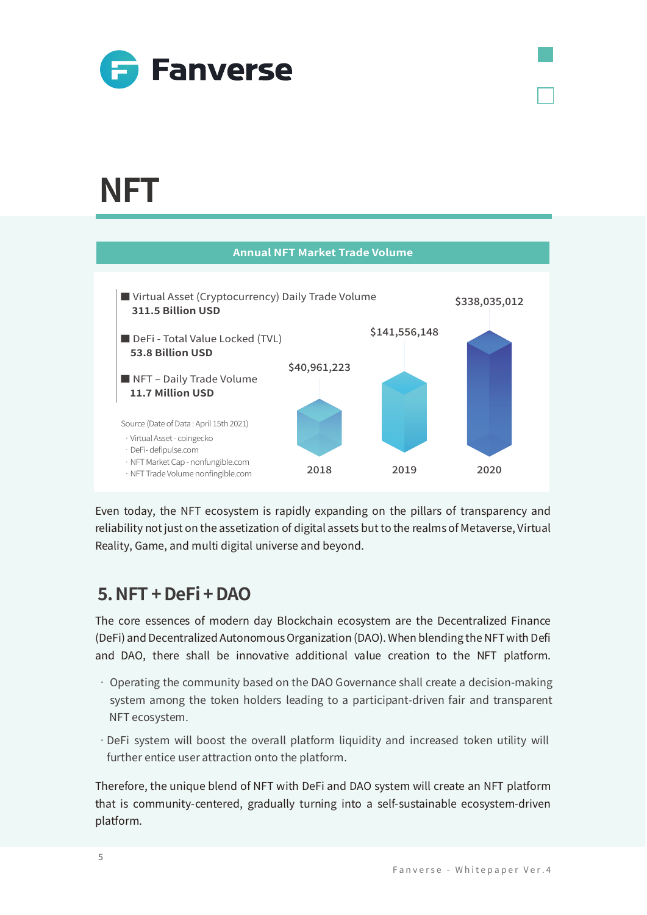# NFT

**Annual NFT Market Trade Volume**

- Virtual Asset (Cryptocurrency) Daily Trade Volume
  **311.5 Billion USD**
- DeFi - Total Value Locked (TVL)
  **53.8 Billion USD**
- NFT – Daily Trade Volume
  **11.7 Million USD**

| Year | Trade Volume |
|---|---|
| 2018 | $40,961,223 |
| 2019 | $141,556,148 |
| 2020 | $338,035,012 |

Source (Date of Data : April 15th 2021)
· Virtual Asset - coingecko
· DeFi- defipulse.com
· NFT Market Cap - nonfungible.com
· NFT Trade Volume nonfingible.com

Even today, the NFT ecosystem is rapidly expanding on the pillars of transparency and reliability not just on the assetization of digital assets but to the realms of Metaverse, Virtual Reality, Game, and multi digital universe and beyond.

## 5. NFT + DeFi + DAO

The core essences of modern day Blockchain ecosystem are the Decentralized Finance (DeFi) and Decentralized Autonomous Organization (DAO). When blending the NFT with Defi and DAO, there shall be innovative additional value creation to the NFT platform.

- Operating the community based on the DAO Governance shall create a decision-making system among the token holders leading to a participant-driven fair and transparent NFT ecosystem.
- DeFi system will boost the overall platform liquidity and increased token utility will further entice user attraction onto the platform.

Therefore, the unique blend of NFT with DeFi and DAO system will create an NFT platform that is community-centered, gradually turning into a self-sustainable ecosystem-driven platform.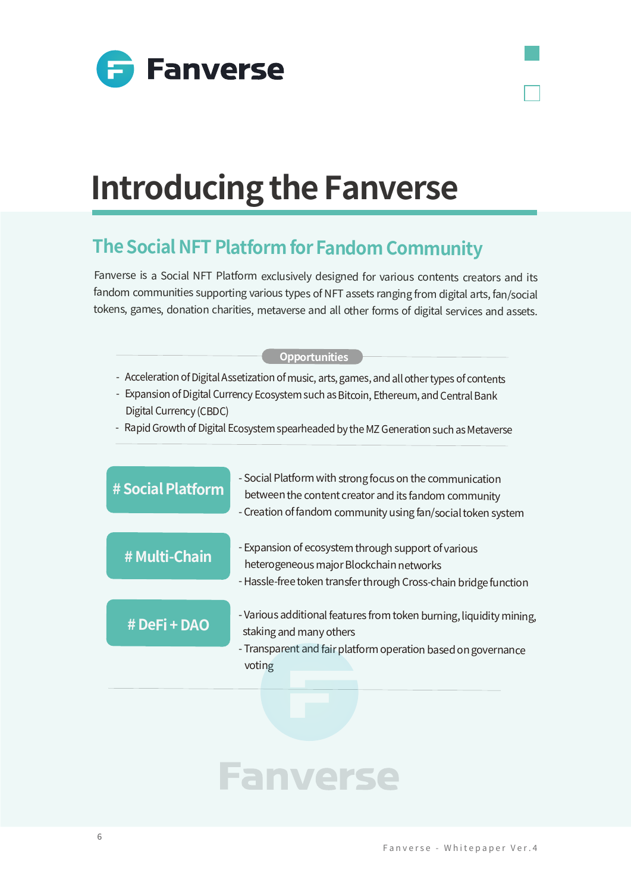# Introducing the Fanverse

## The Social NFT Platform for Fandom Community

Fanverse is a Social NFT Platform exclusively designed for various contents creators and its fandom communities supporting various types of NFT assets ranging from digital arts, fan/social tokens, games, donation charities, metaverse and all other forms of digital services and assets.

**Opportunities**

- Acceleration of Digital Assetization of music, arts, games, and all other types of contents
- Expansion of Digital Currency Ecosystem such as Bitcoin, Ethereum, and Central Bank Digital Currency (CBDC)
- Rapid Growth of Digital Ecosystem spearheaded by the MZ Generation such as Metaverse

**# Social Platform**

- Social Platform with strong focus on the communication between the content creator and its fandom community
- Creation of fandom community using fan/social token system

**# Multi-Chain**

- Expansion of ecosystem through support of various heterogeneous major Blockchain networks
- Hassle-free token transfer through Cross-chain bridge function

**# DeFi + DAO**

- Various additional features from token burning, liquidity mining, staking and many others
- Transparent and fair platform operation based on governance voting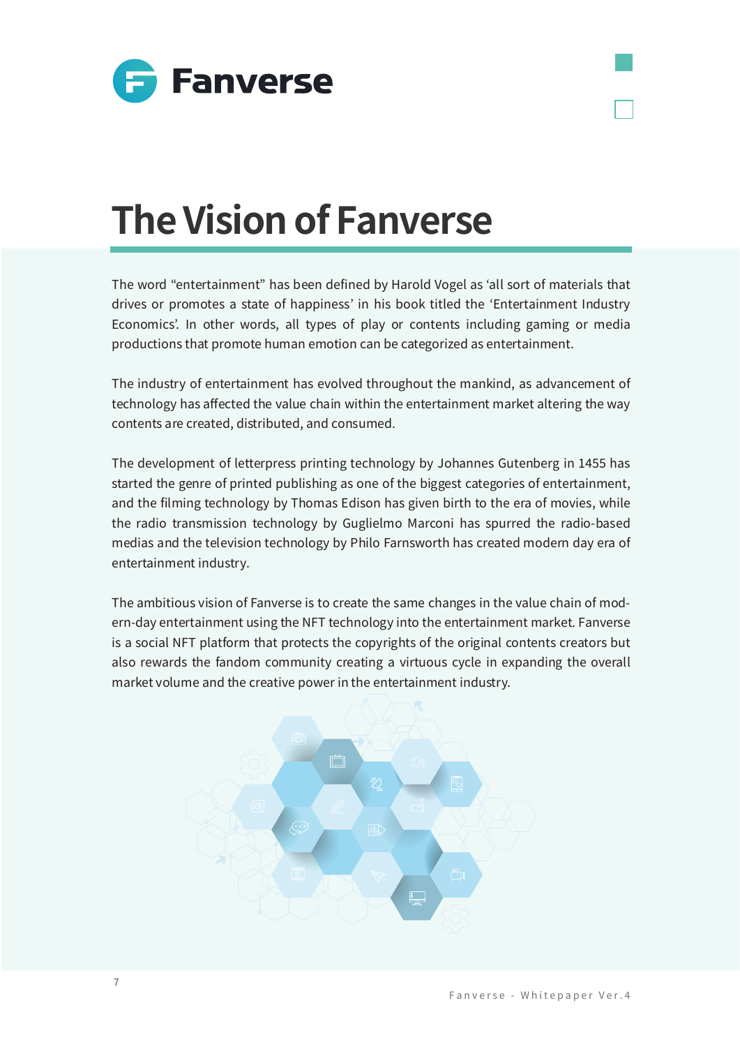# The Vision of Fanverse

The word “entertainment” has been defined by Harold Vogel as ‘all sort of materials that drives or promotes a state of happiness’ in his book titled the ‘Entertainment Industry Economics’. In other words, all types of play or contents including gaming or media productions that promote human emotion can be categorized as entertainment.

The industry of entertainment has evolved throughout the mankind, as advancement of technology has affected the value chain within the entertainment market altering the way contents are created, distributed, and consumed.

The development of letterpress printing technology by Johannes Gutenberg in 1455 has started the genre of printed publishing as one of the biggest categories of entertainment, and the filming technology by Thomas Edison has given birth to the era of movies, while the radio transmission technology by Guglielmo Marconi has spurred the radio-based medias and the television technology by Philo Farnsworth has created modern day era of entertainment industry.

The ambitious vision of Fanverse is to create the same changes in the value chain of modern-day entertainment using the NFT technology into the entertainment market. Fanverse is a social NFT platform that protects the copyrights of the original contents creators but also rewards the fandom community creating a virtuous cycle in expanding the overall market volume and the creative power in the entertainment industry.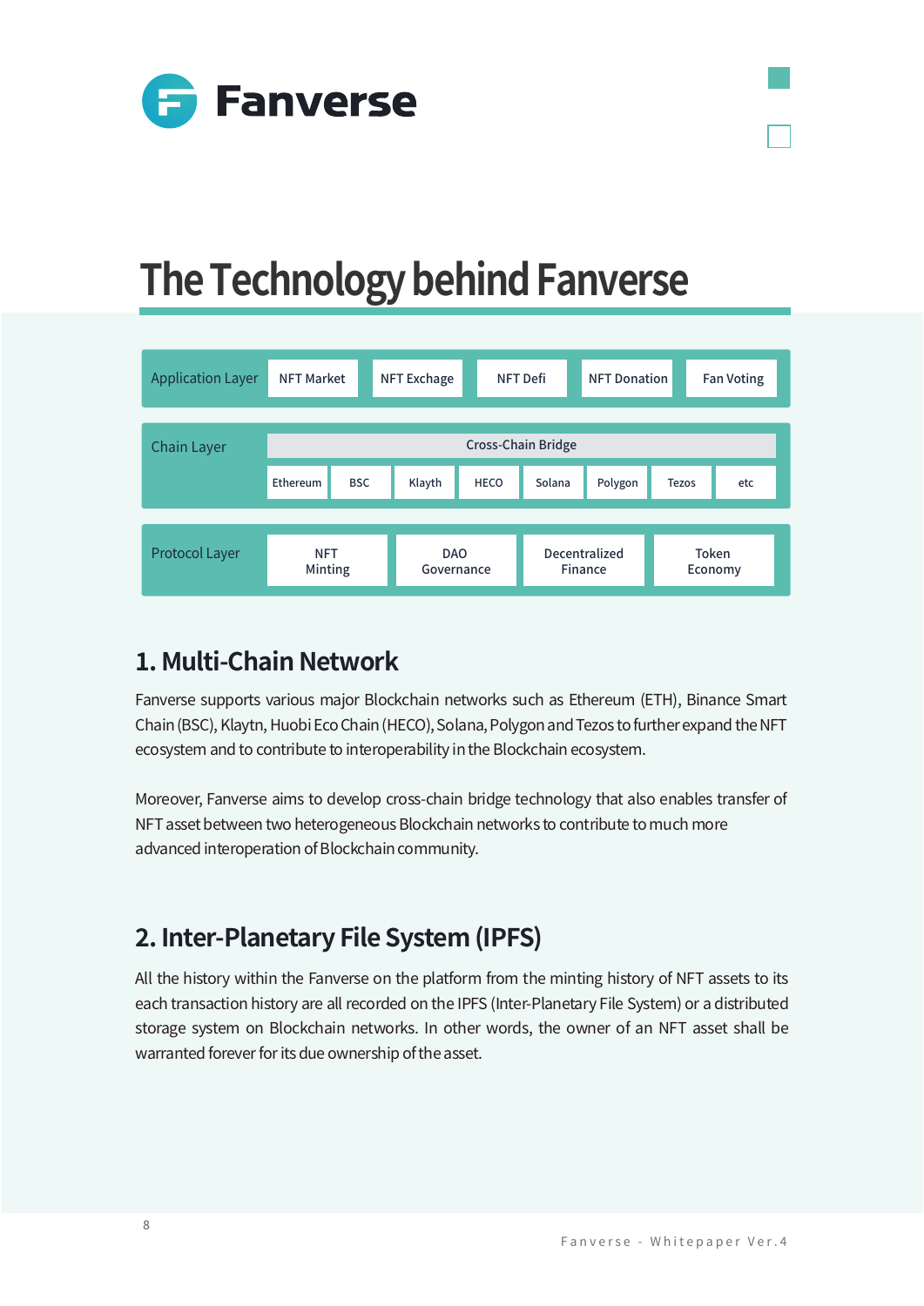# The Technology behind Fanverse

| Application Layer | NFT Market | NFT Exchage | NFT Defi | NFT Donation | Fan Voting |
|---|---|---|---|---|---|

| Chain Layer | Cross-Chain Bridge | | | | | | | |
|---|---|---|---|---|---|---|---|---|
| | Ethereum | BSC | Klayth | HECO | Solana | Polygon | Tezos | etc |

| Protocol Layer | NFT Minting | DAO Governance | Decentralized Finance | Token Economy |
|---|---|---|---|---|

## 1. Multi-Chain Network

Fanverse supports various major Blockchain networks such as Ethereum (ETH), Binance Smart Chain (BSC), Klaytn, Huobi Eco Chain (HECO), Solana, Polygon and Tezos to further expand the NFT ecosystem and to contribute to interoperability in the Blockchain ecosystem.

Moreover, Fanverse aims to develop cross-chain bridge technology that also enables transfer of NFT asset between two heterogeneous Blockchain networks to contribute to much more advanced interoperation of Blockchain community.

## 2. Inter-Planetary File System (IPFS)

All the history within the Fanverse on the platform from the minting history of NFT assets to its each transaction history are all recorded on the IPFS (Inter-Planetary File System) or a distributed storage system on Blockchain networks. In other words, the owner of an NFT asset shall be warranted forever for its due ownership of the asset.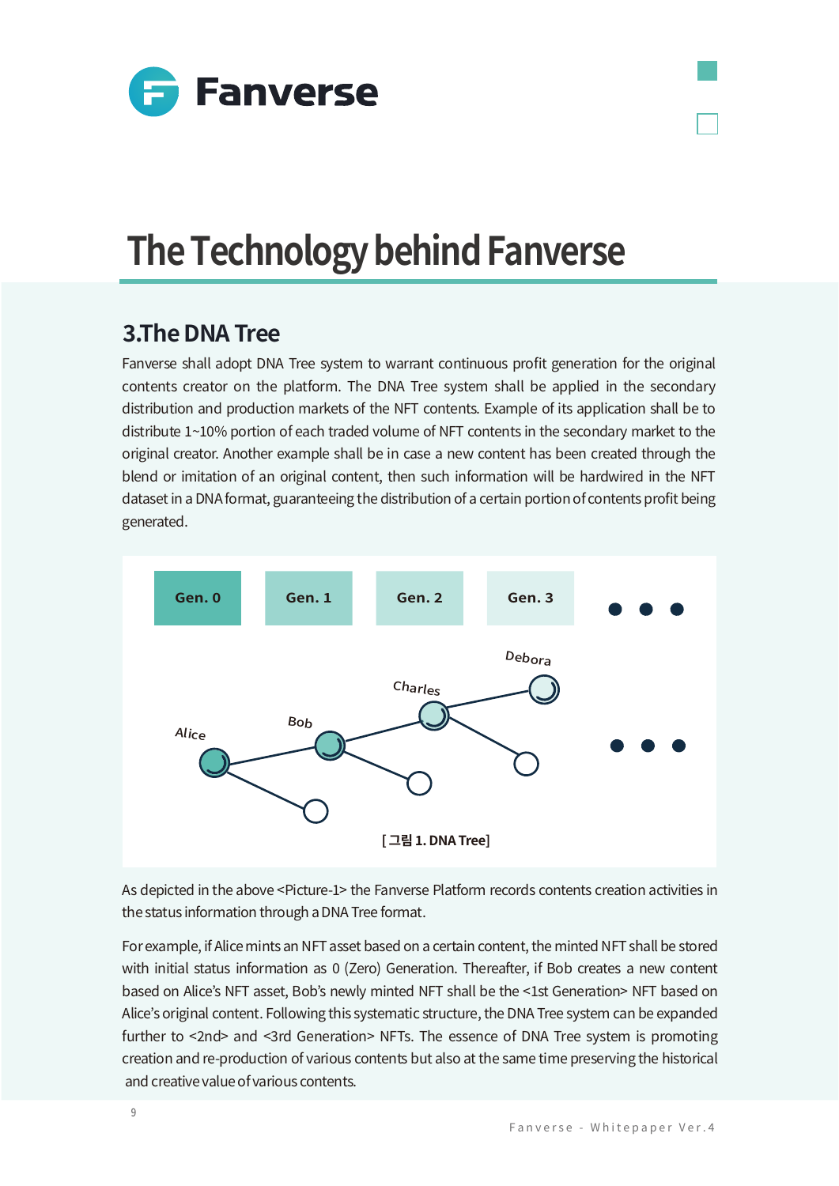# The Technology behind Fanverse

## 3.The DNA Tree

Fanverse shall adopt DNA Tree system to warrant continuous profit generation for the original contents creator on the platform. The DNA Tree system shall be applied in the secondary distribution and production markets of the NFT contents. Example of its application shall be to distribute 1~10% portion of each traded volume of NFT contents in the secondary market to the original creator. Another example shall be in case a new content has been created through the blend or imitation of an original content, then such information will be hardwired in the NFT dataset in a DNA format, guaranteeing the distribution of a certain portion of contents profit being generated.

Gen. 0 | Gen. 1 | Gen. 2 | Gen. 3 | ● ● ●

Alice — Bob — Charles — Debora ● ● ●

[그림 1. DNA Tree]

As depicted in the above <Picture-1> the Fanverse Platform records contents creation activities in the status information through a DNA Tree format.

For example, if Alice mints an NFT asset based on a certain content, the minted NFT shall be stored with initial status information as 0 (Zero) Generation. Thereafter, if Bob creates a new content based on Alice's NFT asset, Bob's newly minted NFT shall be the <1st Generation> NFT based on Alice's original content. Following this systematic structure, the DNA Tree system can be expanded further to <2nd> and <3rd Generation> NFTs. The essence of DNA Tree system is promoting creation and re-production of various contents but also at the same time preserving the historical and creative value of various contents.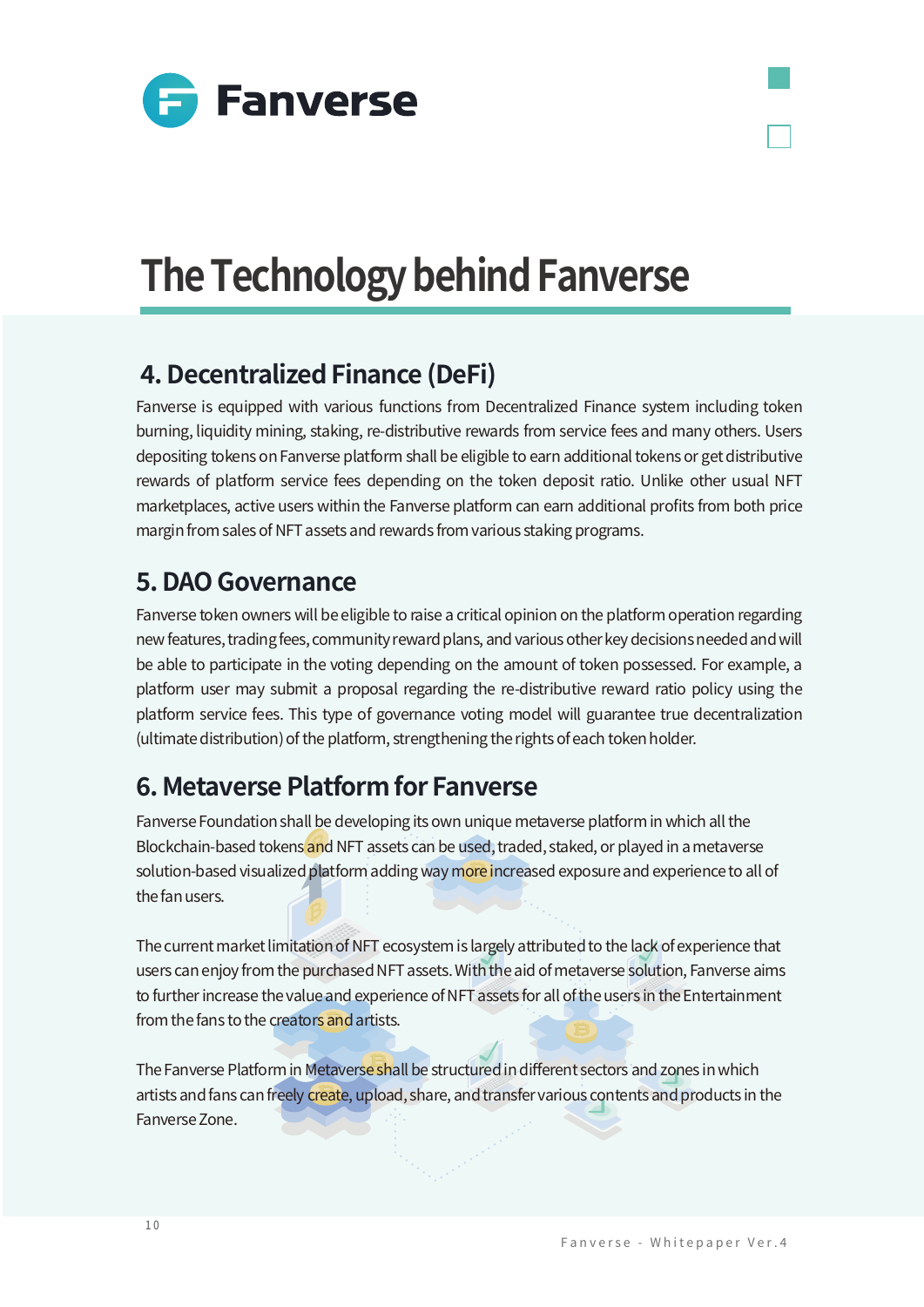# The Technology behind Fanverse

## 4. Decentralized Finance (DeFi)

Fanverse is equipped with various functions from Decentralized Finance system including token burning, liquidity mining, staking, re-distributive rewards from service fees and many others. Users depositing tokens on Fanverse platform shall be eligible to earn additional tokens or get distributive rewards of platform service fees depending on the token deposit ratio. Unlike other usual NFT marketplaces, active users within the Fanverse platform can earn additional profits from both price margin from sales of NFT assets and rewards from various staking programs.

## 5. DAO Governance

Fanverse token owners will be eligible to raise a critical opinion on the platform operation regarding new features, trading fees, community reward plans, and various other key decisions needed and will be able to participate in the voting depending on the amount of token possessed. For example, a platform user may submit a proposal regarding the re-distributive reward ratio policy using the platform service fees. This type of governance voting model will guarantee true decentralization (ultimate distribution) of the platform, strengthening the rights of each token holder.

## 6. Metaverse Platform for Fanverse

Fanverse Foundation shall be developing its own unique metaverse platform in which all the Blockchain-based tokens and NFT assets can be used, traded, staked, or played in a metaverse solution-based visualized platform adding way more increased exposure and experience to all of the fan users.

The current market limitation of NFT ecosystem is largely attributed to the lack of experience that users can enjoy from the purchased NFT assets. With the aid of metaverse solution, Fanverse aims to further increase the value and experience of NFT assets for all of the users in the Entertainment from the fans to the creators and artists.

The Fanverse Platform in Metaverse shall be structured in different sectors and zones in which artists and fans can freely create, upload, share, and transfer various contents and products in the Fanverse Zone.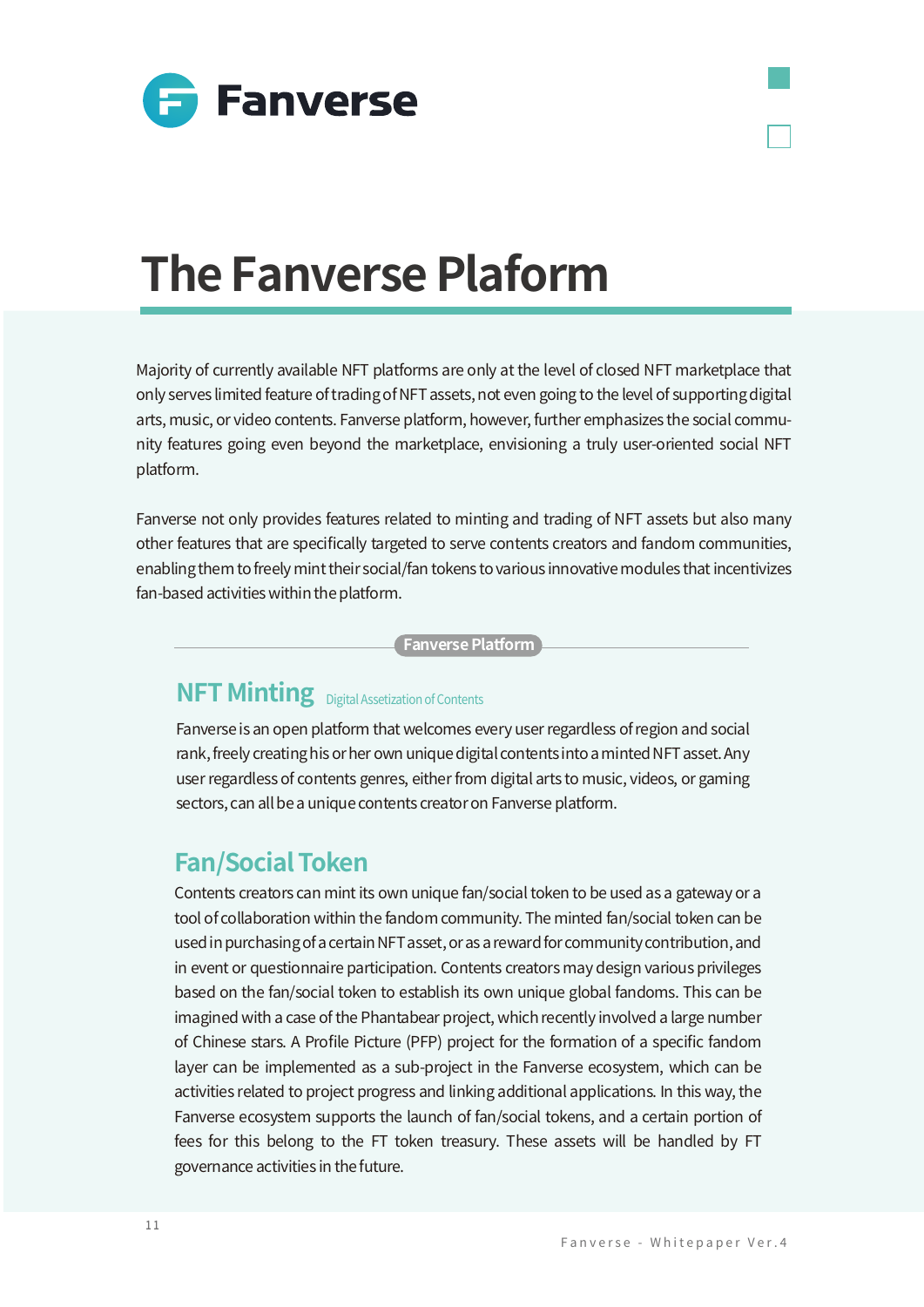# The Fanverse Plaform

Majority of currently available NFT platforms are only at the level of closed NFT marketplace that only serves limited feature of trading of NFT assets, not even going to the level of supporting digital arts, music, or video contents. Fanverse platform, however, further emphasizes the social community features going even beyond the marketplace, envisioning a truly user-oriented social NFT platform.

Fanverse not only provides features related to minting and trading of NFT assets but also many other features that are specifically targeted to serve contents creators and fandom communities, enabling them to freely mint their social/fan tokens to various innovative modules that incentivizes fan-based activities within the platform.

**Fanverse Platform**

## NFT Minting

*Digital Assetization of Contents*

Fanverse is an open platform that welcomes every user regardless of region and social rank, freely creating his or her own unique digital contents into a minted NFT asset. Any user regardless of contents genres, either from digital arts to music, videos, or gaming sectors, can all be a unique contents creator on Fanverse platform.

## Fan/Social Token

Contents creators can mint its own unique fan/social token to be used as a gateway or a tool of collaboration within the fandom community. The minted fan/social token can be used in purchasing of a certain NFT asset, or as a reward for community contribution, and in event or questionnaire participation. Contents creators may design various privileges based on the fan/social token to establish its own unique global fandoms. This can be imagined with a case of the Phantabear project, which recently involved a large number of Chinese stars. A Profile Picture (PFP) project for the formation of a specific fandom layer can be implemented as a sub-project in the Fanverse ecosystem, which can be activities related to project progress and linking additional applications. In this way, the Fanverse ecosystem supports the launch of fan/social tokens, and a certain portion of fees for this belong to the FT token treasury. These assets will be handled by FT governance activities in the future.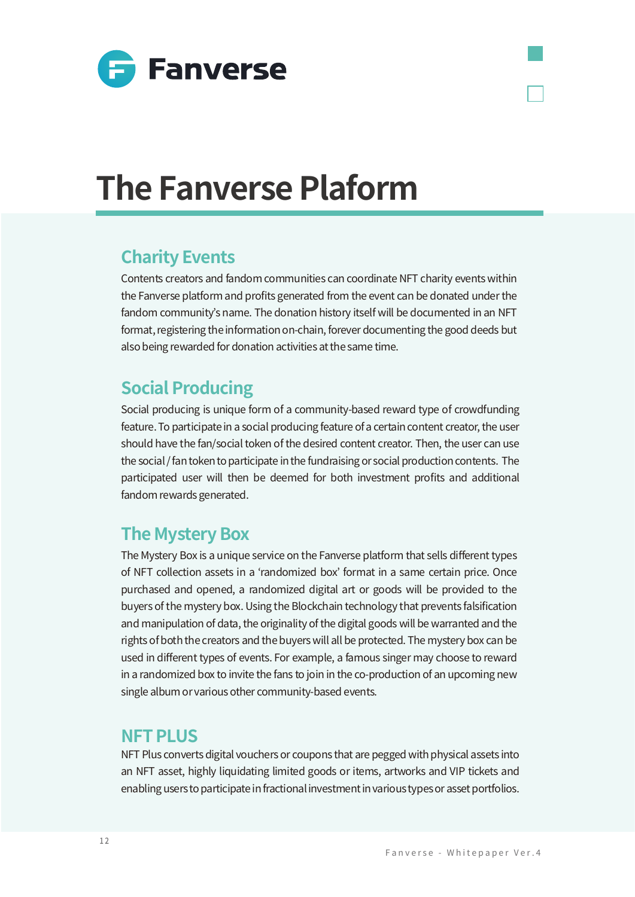# The Fanverse Plaform

## Charity Events

Contents creators and fandom communities can coordinate NFT charity events within the Fanverse platform and profits generated from the event can be donated under the fandom community's name. The donation history itself will be documented in an NFT format, registering the information on-chain, forever documenting the good deeds but also being rewarded for donation activities at the same time.

## Social Producing

Social producing is unique form of a community-based reward type of crowdfunding feature. To participate in a social producing feature of a certain content creator, the user should have the fan/social token of the desired content creator. Then, the user can use the social / fan token to participate in the fundraising or social production contents. The participated user will then be deemed for both investment profits and additional fandom rewards generated.

## The Mystery Box

The Mystery Box is a unique service on the Fanverse platform that sells different types of NFT collection assets in a 'randomized box' format in a same certain price. Once purchased and opened, a randomized digital art or goods will be provided to the buyers of the mystery box. Using the Blockchain technology that prevents falsification and manipulation of data, the originality of the digital goods will be warranted and the rights of both the creators and the buyers will all be protected. The mystery box can be used in different types of events. For example, a famous singer may choose to reward in a randomized box to invite the fans to join in the co-production of an upcoming new single album or various other community-based events.

## NFT PLUS

NFT Plus converts digital vouchers or coupons that are pegged with physical assets into an NFT asset, highly liquidating limited goods or items, artworks and VIP tickets and enabling users to participate in fractional investment in various types or asset portfolios.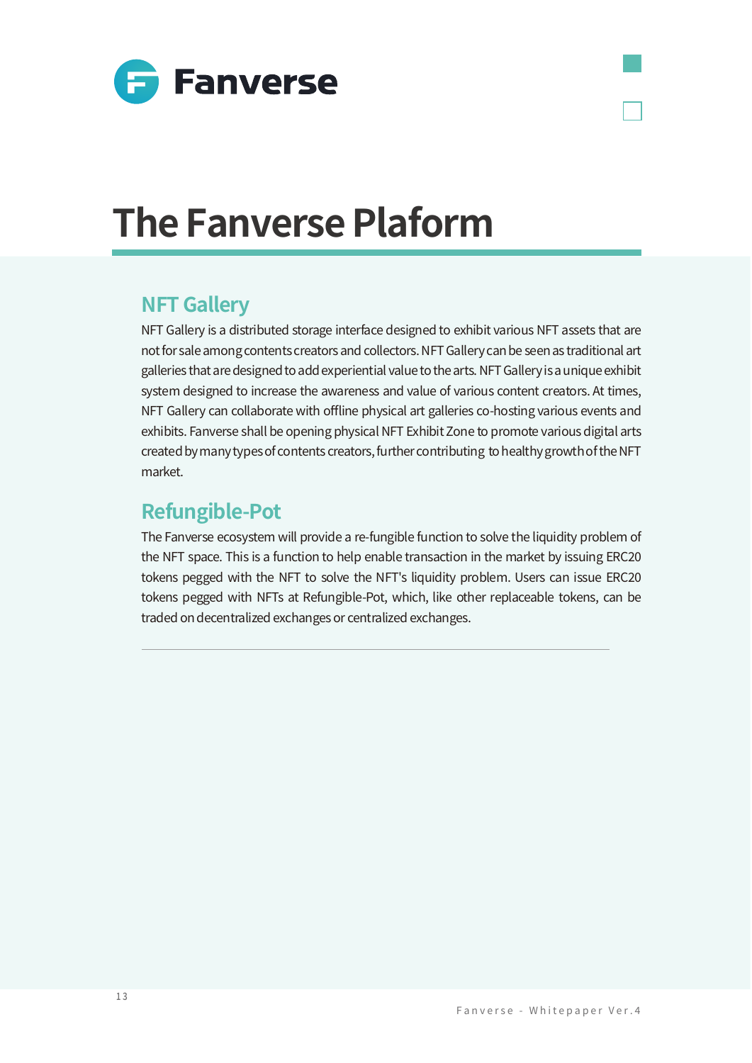# The Fanverse Plaform

## NFT Gallery

NFT Gallery is a distributed storage interface designed to exhibit various NFT assets that are not for sale among contents creators and collectors. NFT Gallery can be seen as traditional art galleries that are designed to add experiential value to the arts. NFT Gallery is a unique exhibit system designed to increase the awareness and value of various content creators. At times, NFT Gallery can collaborate with offline physical art galleries co-hosting various events and exhibits. Fanverse shall be opening physical NFT Exhibit Zone to promote various digital arts created by many types of contents creators, further contributing to healthy growth of the NFT market.

## Refungible-Pot

The Fanverse ecosystem will provide a re-fungible function to solve the liquidity problem of the NFT space. This is a function to help enable transaction in the market by issuing ERC20 tokens pegged with the NFT to solve the NFT's liquidity problem. Users can issue ERC20 tokens pegged with NFTs at Refungible-Pot, which, like other replaceable tokens, can be traded on decentralized exchanges or centralized exchanges.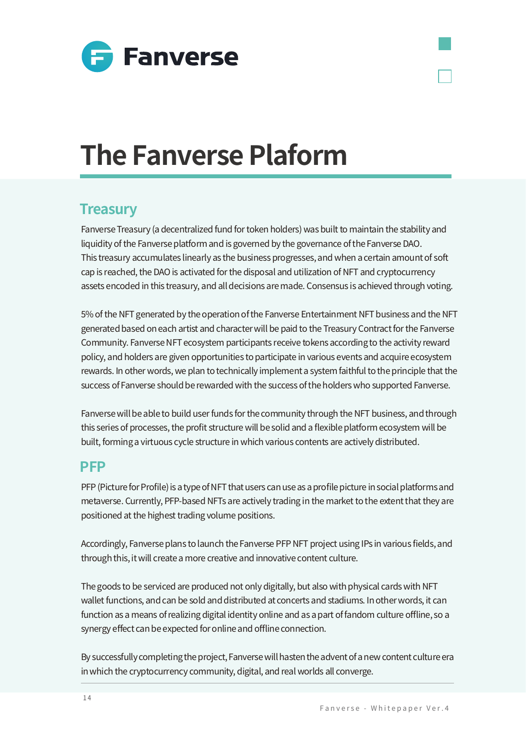# The Fanverse Plaform

## Treasury

Fanverse Treasury (a decentralized fund for token holders) was built to maintain the stability and liquidity of the Fanverse platform and is governed by the governance of the Fanverse DAO. This treasury accumulates linearly as the business progresses, and when a certain amount of soft cap is reached, the DAO is activated for the disposal and utilization of NFT and cryptocurrency assets encoded in this treasury, and all decisions are made. Consensus is achieved through voting.

5% of the NFT generated by the operation of the Fanverse Entertainment NFT business and the NFT generated based on each artist and character will be paid to the Treasury Contract for the Fanverse Community. Fanverse NFT ecosystem participants receive tokens according to the activity reward policy, and holders are given opportunities to participate in various events and acquire ecosystem rewards. In other words, we plan to technically implement a system faithful to the principle that the success of Fanverse should be rewarded with the success of the holders who supported Fanverse.

Fanverse will be able to build user funds for the community through the NFT business, and through this series of processes, the profit structure will be solid and a flexible platform ecosystem will be built, forming a virtuous cycle structure in which various contents are actively distributed.

## PFP

PFP (Picture for Profile) is a type of NFT that users can use as a profile picture in social platforms and metaverse. Currently, PFP-based NFTs are actively trading in the market to the extent that they are positioned at the highest trading volume positions.

Accordingly, Fanverse plans to launch the Fanverse PFP NFT project using IPs in various fields, and through this, it will create a more creative and innovative content culture.

The goods to be serviced are produced not only digitally, but also with physical cards with NFT wallet functions, and can be sold and distributed at concerts and stadiums. In other words, it can function as a means of realizing digital identity online and as a part of fandom culture offline, so a synergy effect can be expected for online and offline connection.

By successfully completing the project, Fanverse will hasten the advent of a new content culture era in which the cryptocurrency community, digital, and real worlds all converge.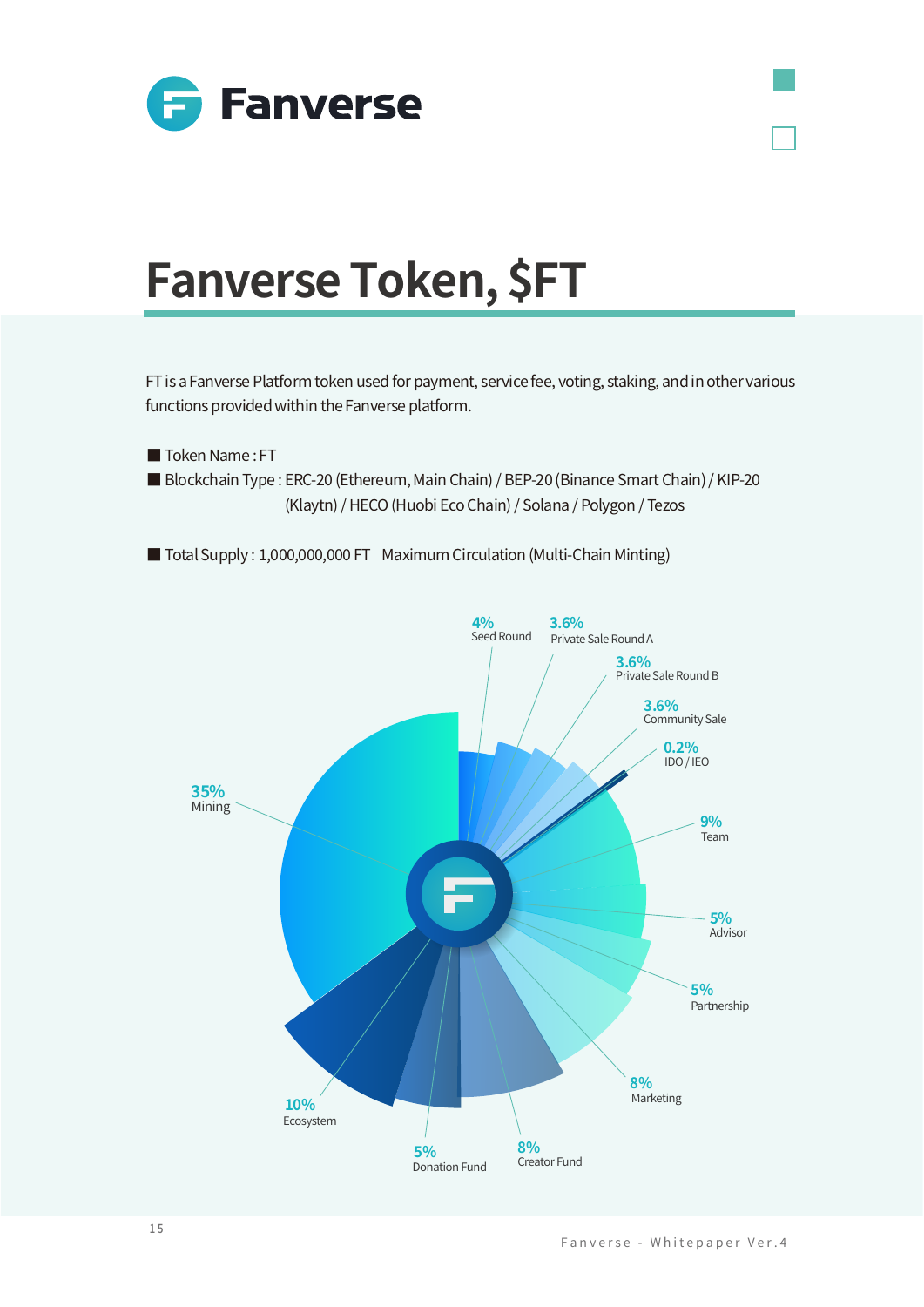# Fanverse Token, $FT

FT is a Fanverse Platform token used for payment, service fee, voting, staking, and in other various functions provided within the Fanverse platform.

- Token Name : FT
- Blockchain Type : ERC-20 (Ethereum, Main Chain) / BEP-20 (Binance Smart Chain) / KIP-20 (Klaytn) / HECO (Huobi Eco Chain) / Solana / Polygon / Tezos

- Total Supply : 1,000,000,000 FT   Maximum Circulation (Multi-Chain Minting)

4% Seed Round

3.6% Private Sale Round A

3.6% Private Sale Round B

3.6% Community Sale

0.2% IDO / IEO

9% Team

5% Advisor

5% Partnership

8% Marketing

8% Creator Fund

5% Donation Fund

10% Ecosystem

35% Mining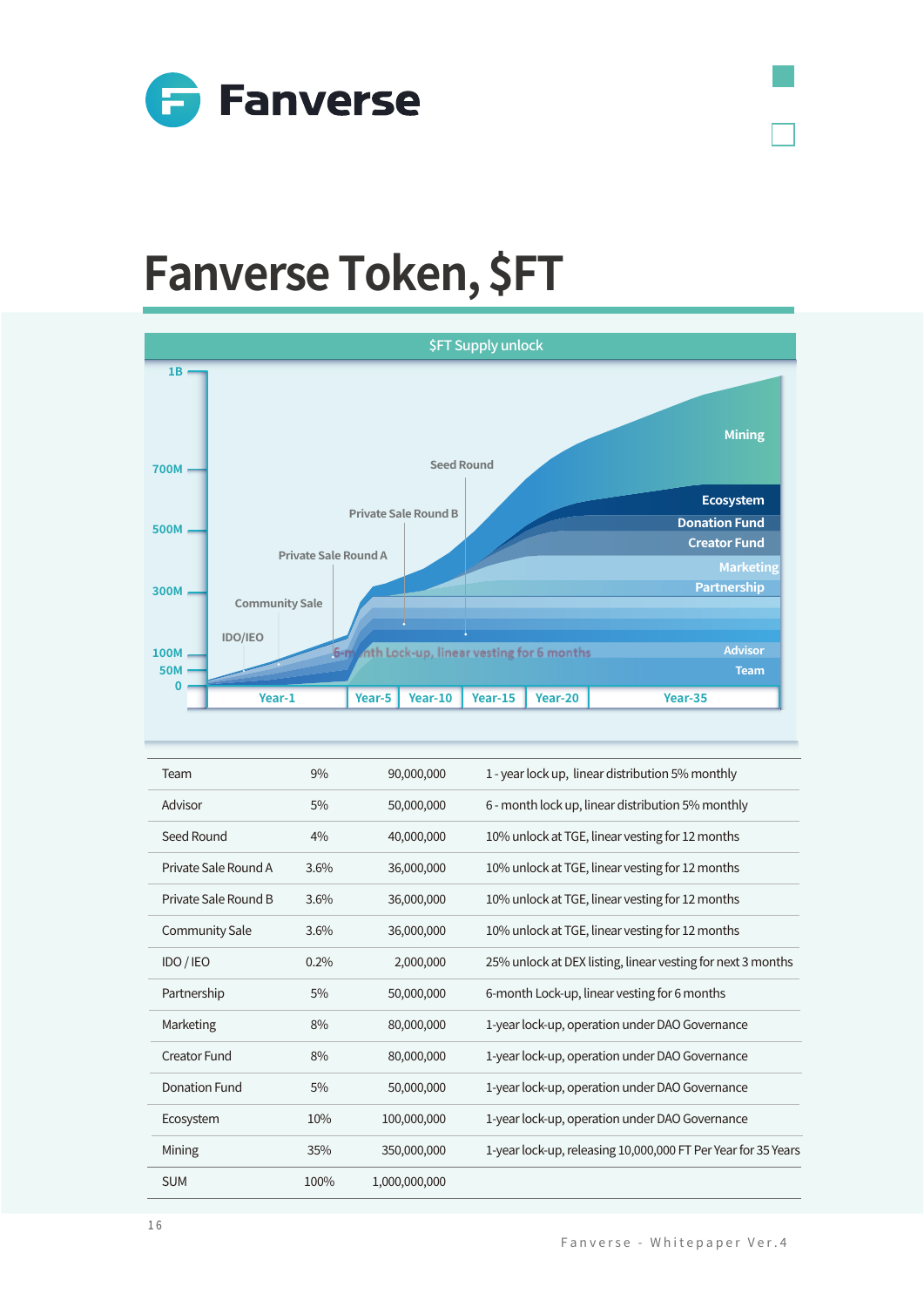# Fanverse Token, $FT

$FT Supply unlock

| Team | 9% | 90,000,000 | 1 - year lock up, linear distribution 5% monthly |
|---|---|---|---|
| Advisor | 5% | 50,000,000 | 6 - month lock up, linear distribution 5% monthly |
| Seed Round | 4% | 40,000,000 | 10% unlock at TGE, linear vesting for 12 months |
| Private Sale Round A | 3.6% | 36,000,000 | 10% unlock at TGE, linear vesting for 12 months |
| Private Sale Round B | 3.6% | 36,000,000 | 10% unlock at TGE, linear vesting for 12 months |
| Community Sale | 3.6% | 36,000,000 | 10% unlock at TGE, linear vesting for 12 months |
| IDO / IEO | 0.2% | 2,000,000 | 25% unlock at DEX listing, linear vesting for next 3 months |
| Partnership | 5% | 50,000,000 | 6-month Lock-up, linear vesting for 6 months |
| Marketing | 8% | 80,000,000 | 1-year lock-up, operation under DAO Governance |
| Creator Fund | 8% | 80,000,000 | 1-year lock-up, operation under DAO Governance |
| Donation Fund | 5% | 50,000,000 | 1-year lock-up, operation under DAO Governance |
| Ecosystem | 10% | 100,000,000 | 1-year lock-up, operation under DAO Governance |
| Mining | 35% | 350,000,000 | 1-year lock-up, releasing 10,000,000 FT Per Year for 35 Years |
| SUM | 100% | 1,000,000,000 | |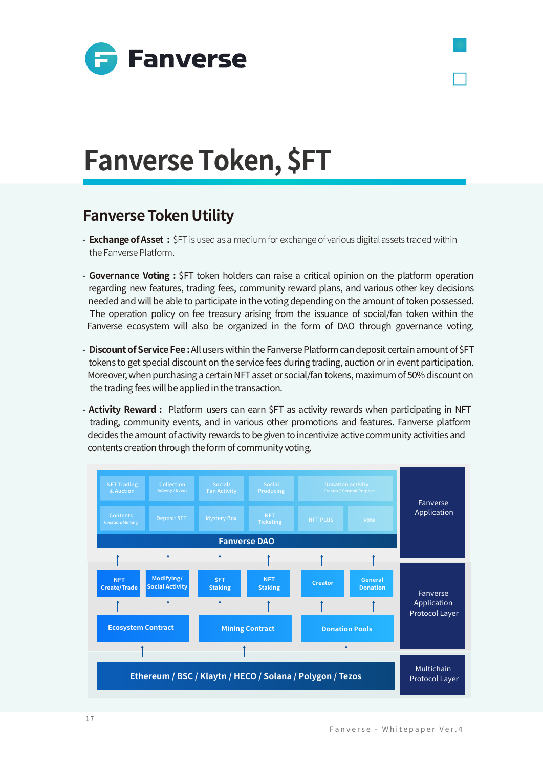# Fanverse Token, $FT

## Fanverse Token Utility

- **Exchange of Asset :** $FT is used as a medium for exchange of various digital assets traded within the Fanverse Platform.

- **Governance Voting :** $FT token holders can raise a critical opinion on the platform operation regarding new features, trading fees, community reward plans, and various other key decisions needed and will be able to participate in the voting depending on the amount of token possessed. The operation policy on fee treasury arising from the issuance of social/fan token within the Fanverse ecosystem will also be organized in the form of DAO through governance voting.

- **Discount of Service Fee :** All users within the Fanverse Platform can deposit certain amount of $FT tokens to get special discount on the service fees during trading, auction or in event participation. Moreover, when purchasing a certain NFT asset or social/fan tokens, maximum of 50% discount on the trading fees will be applied in the transaction.

- **Activity Reward :** Platform users can earn $FT as activity rewards when participating in NFT trading, community events, and in various other promotions and features. Fanverse platform decides the amount of activity rewards to be given to incentivize active community activities and contents creation through the form of community voting.

**Fanverse Application**

NFT Trading & Auction | Collection (Activity / Event) | Social/ Fan Activity | Social Producing | Donation activity (Creator / General Purpose)

Contents (Creation/Minting) | Deposit $FT | Mystery Box | NFT Ticketing | NFT PLUS | Vote

Fanverse DAO

**Fanverse Application Protocol Layer**

NFT Create/Trade | Modifying/ Social Activity | $FT Staking | NFT Staking | Creator | General Donation

Ecosystem Contract | Mining Contract | Donation Pools

**Multichain Protocol Layer**

Ethereum / BSC / Klaytn / HECO / Solana / Polygon / Tezos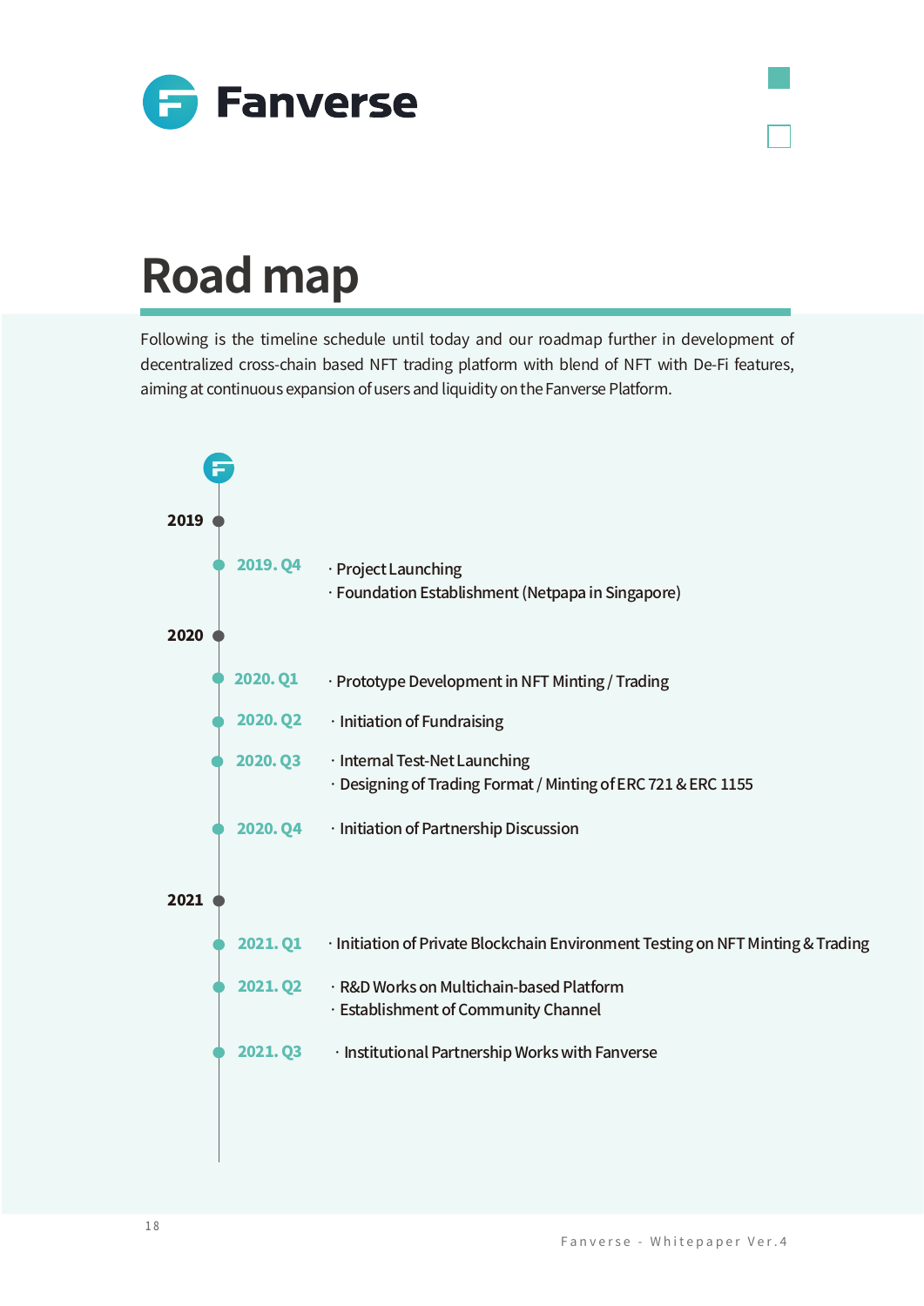# Road map

Following is the timeline schedule until today and our roadmap further in development of decentralized cross-chain based NFT trading platform with blend of NFT with De-Fi features, aiming at continuous expansion of users and liquidity on the Fanverse Platform.

### 2019

**2019. Q4**
- Project Launching
- Foundation Establishment (Netpapa in Singapore)

### 2020

**2020. Q1**
- Prototype Development in NFT Minting / Trading

**2020. Q2**
- Initiation of Fundraising

**2020. Q3**
- Internal Test-Net Launching
- Designing of Trading Format / Minting of ERC 721 & ERC 1155

**2020. Q4**
- Initiation of Partnership Discussion

### 2021

**2021. Q1**
- Initiation of Private Blockchain Environment Testing on NFT Minting & Trading

**2021. Q2**
- R&D Works on Multichain-based Platform
- Establishment of Community Channel

**2021. Q3**
- Institutional Partnership Works with Fanverse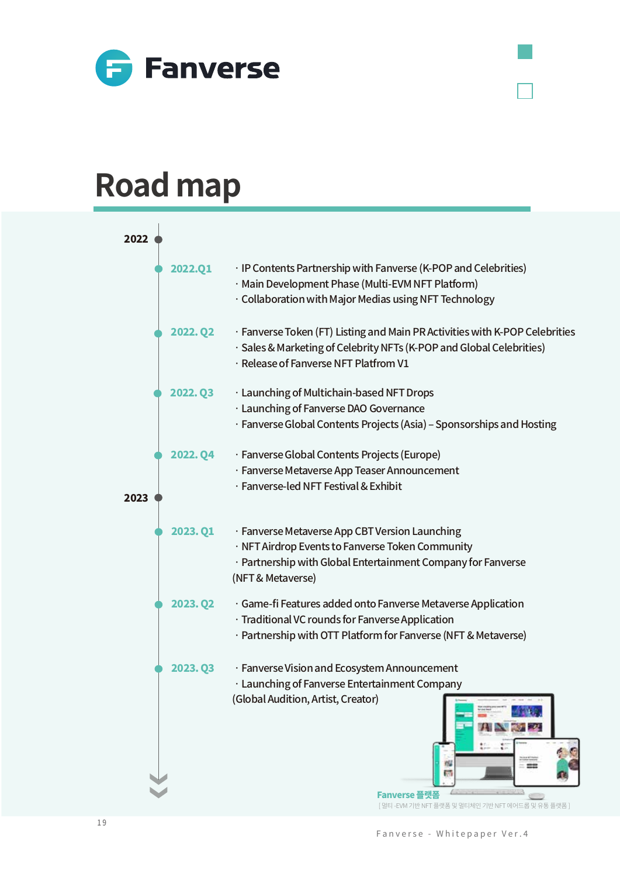Fanverse

# Road map

## 2022

### 2022.Q1
- IP Contents Partnership with Fanverse (K-POP and Celebrities)
- Main Development Phase (Multi-EVM NFT Platform)
- Collaboration with Major Medias using NFT Technology

### 2022. Q2
- Fanverse Token (FT) Listing and Main PR Activities with K-POP Celebrities
- Sales & Marketing of Celebrity NFTs (K-POP and Global Celebrities)
- Release of Fanverse NFT Platfrom V1

### 2022. Q3
- Launching of Multichain-based NFT Drops
- Launching of Fanverse DAO Governance
- Fanverse Global Contents Projects (Asia) – Sponsorships and Hosting

### 2022. Q4
- Fanverse Global Contents Projects (Europe)
- Fanverse Metaverse App Teaser Announcement
- Fanverse-led NFT Festival & Exhibit

## 2023

### 2023. Q1
- Fanverse Metaverse App CBT Version Launching
- NFT Airdrop Events to Fanverse Token Community
- Partnership with Global Entertainment Company for Fanverse (NFT & Metaverse)

### 2023. Q2
- Game-fi Features added onto Fanverse Metaverse Application
- Traditional VC rounds for Fanverse Application
- Partnership with OTT Platform for Fanverse (NFT & Metaverse)

### 2023. Q3
- Fanverse Vision and Ecosystem Announcement
- Launching of Fanverse Entertainment Company (Global Audition, Artist, Creator)

Fanverse 플랫폼

[ 멀티 -EVM 기반 NFT 플랫폼 및 멀티체인 기반 NFT 에어드롭 및 유통 플랫폼 ]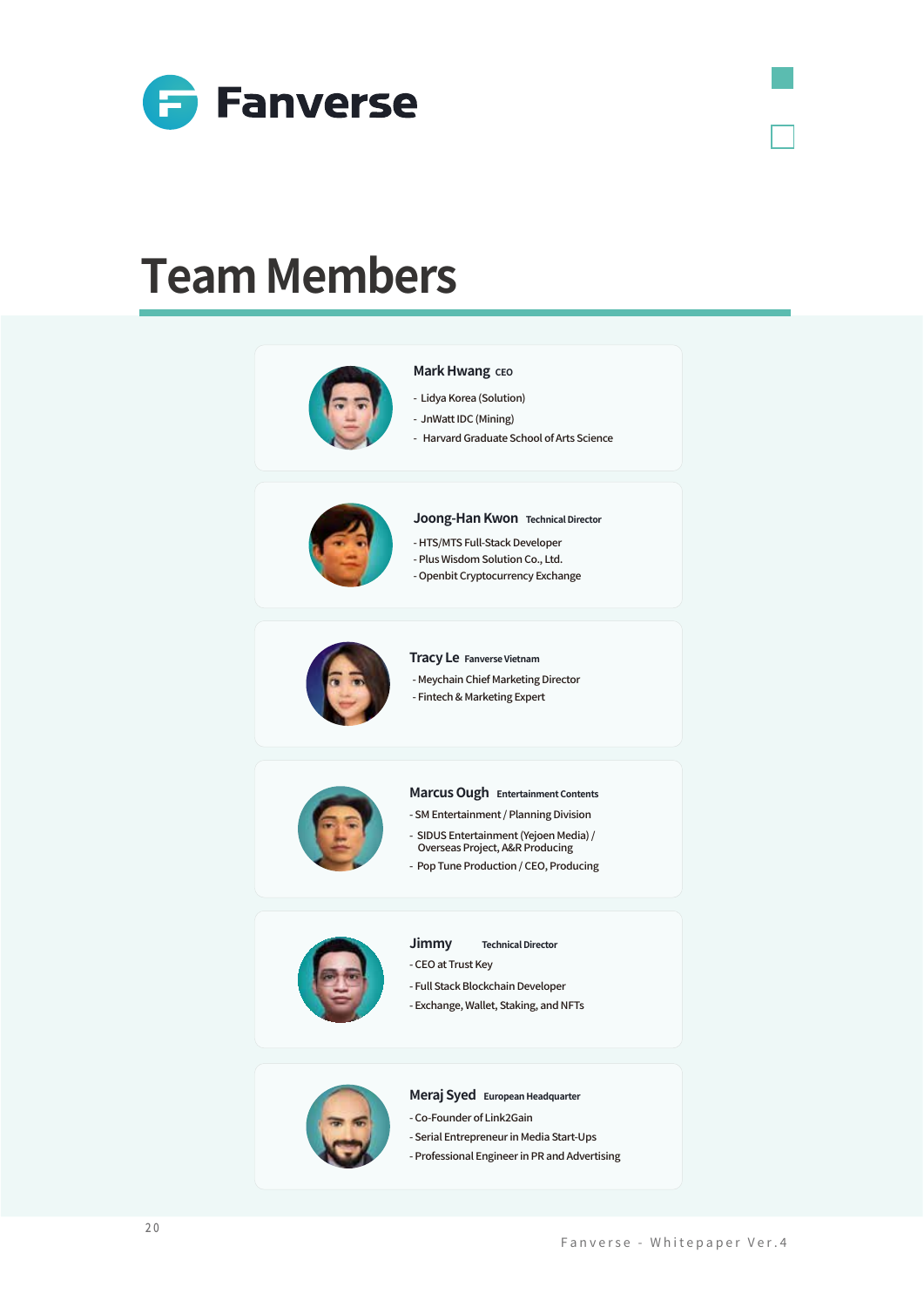# Team Members

**Mark Hwang** CEO

- Lidya Korea (Solution)
- JnWatt IDC (Mining)
- Harvard Graduate School of Arts Science

**Joong-Han Kwon** Technical Director

- HTS/MTS Full-Stack Developer
- Plus Wisdom Solution Co., Ltd.
- Openbit Cryptocurrency Exchange

**Tracy Le** Fanverse Vietnam

- Meychain Chief Marketing Director
- Fintech & Marketing Expert

**Marcus Ough** Entertainment Contents

- SM Entertainment / Planning Division
- SIDUS Entertainment (Yejoen Media) / Overseas Project, A&R Producing
- Pop Tune Production / CEO, Producing

**Jimmy** Technical Director

- CEO at Trust Key
- Full Stack Blockchain Developer
- Exchange, Wallet, Staking, and NFTs

**Meraj Syed** European Headquarter

- Co-Founder of Link2Gain
- Serial Entrepreneur in Media Start-Ups
- Professional Engineer in PR and Advertising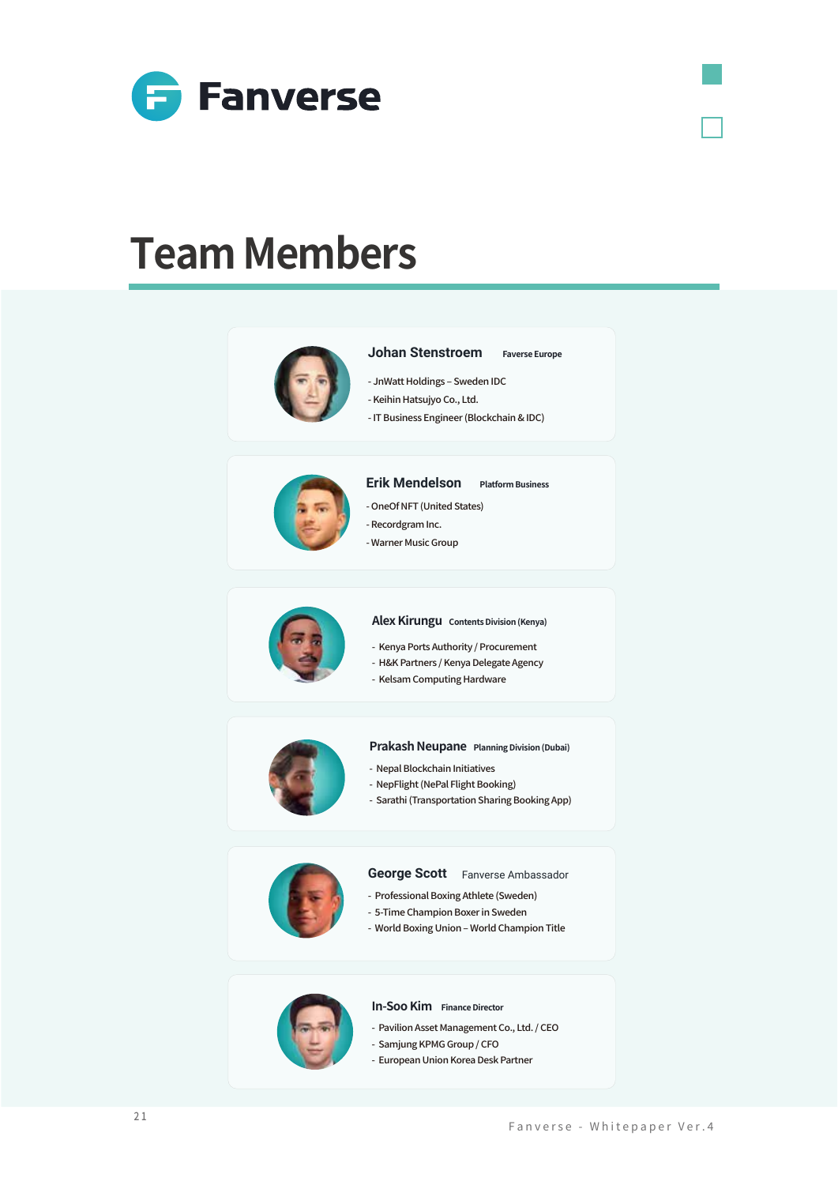# Team Members

### Johan Stenstroem
**Faverse Europe**

- JnWatt Holdings – Sweden IDC
- Keihin Hatsujyo Co., Ltd.
- IT Business Engineer (Blockchain & IDC)

### Erik Mendelson
**Platform Business**

- OneOf NFT (United States)
- Recordgram Inc.
- Warner Music Group

### Alex Kirungu
**Contents Division (Kenya)**

- Kenya Ports Authority / Procurement
- H&K Partners / Kenya Delegate Agency
- Kelsam Computing Hardware

### Prakash Neupane
**Planning Division (Dubai)**

- Nepal Blockchain Initiatives
- NepFlight (NePal Flight Booking)
- Sarathi (Transportation Sharing Booking App)

### George Scott
Fanverse Ambassador

- Professional Boxing Athlete (Sweden)
- 5-Time Champion Boxer in Sweden
- World Boxing Union – World Champion Title

### In-Soo Kim
**Finance Director**

- Pavilion Asset Management Co., Ltd. / CEO
- Samjung KPMG Group / CFO
- European Union Korea Desk Partner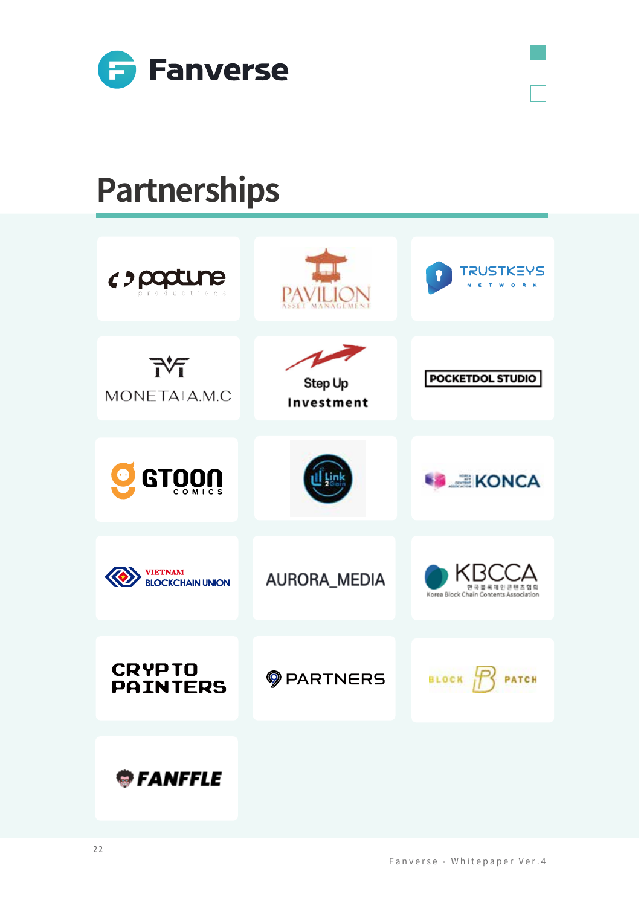# Partnerships

- poptune productions
- PAVILION ASSET MANAGEMENT
- TRUSTKEYS NETWORK
- MONETA | A.M.C
- Step Up Investment
- POCKETDOL STUDIO
- GTOON COMICS
- Link2Gain
- KONCA
- VIETNAM BLOCKCHAIN UNION
- AURORA_MEDIA
- KBCCA 한국블록체인콘텐츠협회 Korea Block Chain Contents Association
- CRYPTO PAINTERS
- PARTNERS
- BLOCK PATCH
- FANFFLE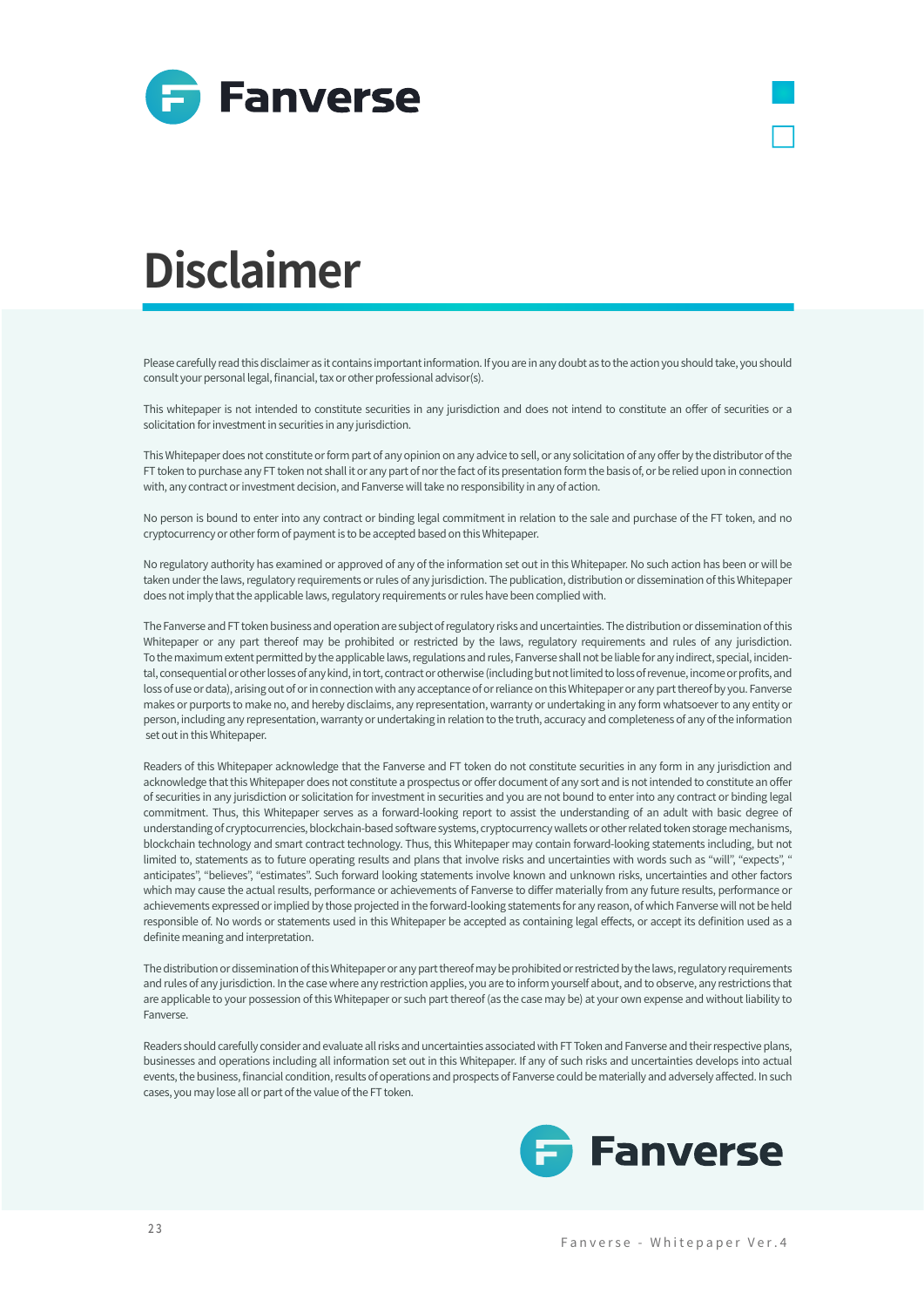# Disclaimer

Please carefully read this disclaimer as it contains important information. If you are in any doubt as to the action you should take, you should consult your personal legal, financial, tax or other professional advisor(s).

This whitepaper is not intended to constitute securities in any jurisdiction and does not intend to constitute an offer of securities or a solicitation for investment in securities in any jurisdiction.

This Whitepaper does not constitute or form part of any opinion on any advice to sell, or any solicitation of any offer by the distributor of the FT token to purchase any FT token not shall it or any part of nor the fact of its presentation form the basis of, or be relied upon in connection with, any contract or investment decision, and Fanverse will take no responsibility in any of action.

No person is bound to enter into any contract or binding legal commitment in relation to the sale and purchase of the FT token, and no cryptocurrency or other form of payment is to be accepted based on this Whitepaper.

No regulatory authority has examined or approved of any of the information set out in this Whitepaper. No such action has been or will be taken under the laws, regulatory requirements or rules of any jurisdiction. The publication, distribution or dissemination of this Whitepaper does not imply that the applicable laws, regulatory requirements or rules have been complied with.

The Fanverse and FT token business and operation are subject of regulatory risks and uncertainties. The distribution or dissemination of this Whitepaper or any part thereof may be prohibited or restricted by the laws, regulatory requirements and rules of any jurisdiction. To the maximum extent permitted by the applicable laws, regulations and rules, Fanverse shall not be liable for any indirect, special, incidental, consequential or other losses of any kind, in tort, contract or otherwise (including but not limited to loss of revenue, income or profits, and loss of use or data), arising out of or in connection with any acceptance of or reliance on this Whitepaper or any part thereof by you. Fanverse makes or purports to make no, and hereby disclaims, any representation, warranty or undertaking in any form whatsoever to any entity or person, including any representation, warranty or undertaking in relation to the truth, accuracy and completeness of any of the information set out in this Whitepaper.

Readers of this Whitepaper acknowledge that the Fanverse and FT token do not constitute securities in any form in any jurisdiction and acknowledge that this Whitepaper does not constitute a prospectus or offer document of any sort and is not intended to constitute an offer of securities in any jurisdiction or solicitation for investment in securities and you are not bound to enter into any contract or binding legal commitment. Thus, this Whitepaper serves as a forward-looking report to assist the understanding of an adult with basic degree of understanding of cryptocurrencies, blockchain-based software systems, cryptocurrency wallets or other related token storage mechanisms, blockchain technology and smart contract technology. Thus, this Whitepaper may contain forward-looking statements including, but not limited to, statements as to future operating results and plans that involve risks and uncertainties with words such as "will", "expects", " anticipates", "believes", "estimates". Such forward looking statements involve known and unknown risks, uncertainties and other factors which may cause the actual results, performance or achievements of Fanverse to differ materially from any future results, performance or achievements expressed or implied by those projected in the forward-looking statements for any reason, of which Fanverse will not be held responsible of. No words or statements used in this Whitepaper be accepted as containing legal effects, or accept its definition used as a definite meaning and interpretation.

The distribution or dissemination of this Whitepaper or any part thereof may be prohibited or restricted by the laws, regulatory requirements and rules of any jurisdiction. In the case where any restriction applies, you are to inform yourself about, and to observe, any restrictions that are applicable to your possession of this Whitepaper or such part thereof (as the case may be) at your own expense and without liability to Fanverse.

Readers should carefully consider and evaluate all risks and uncertainties associated with FT Token and Fanverse and their respective plans, businesses and operations including all information set out in this Whitepaper. If any of such risks and uncertainties develops into actual events, the business, financial condition, results of operations and prospects of Fanverse could be materially and adversely affected. In such cases, you may lose all or part of the value of the FT token.